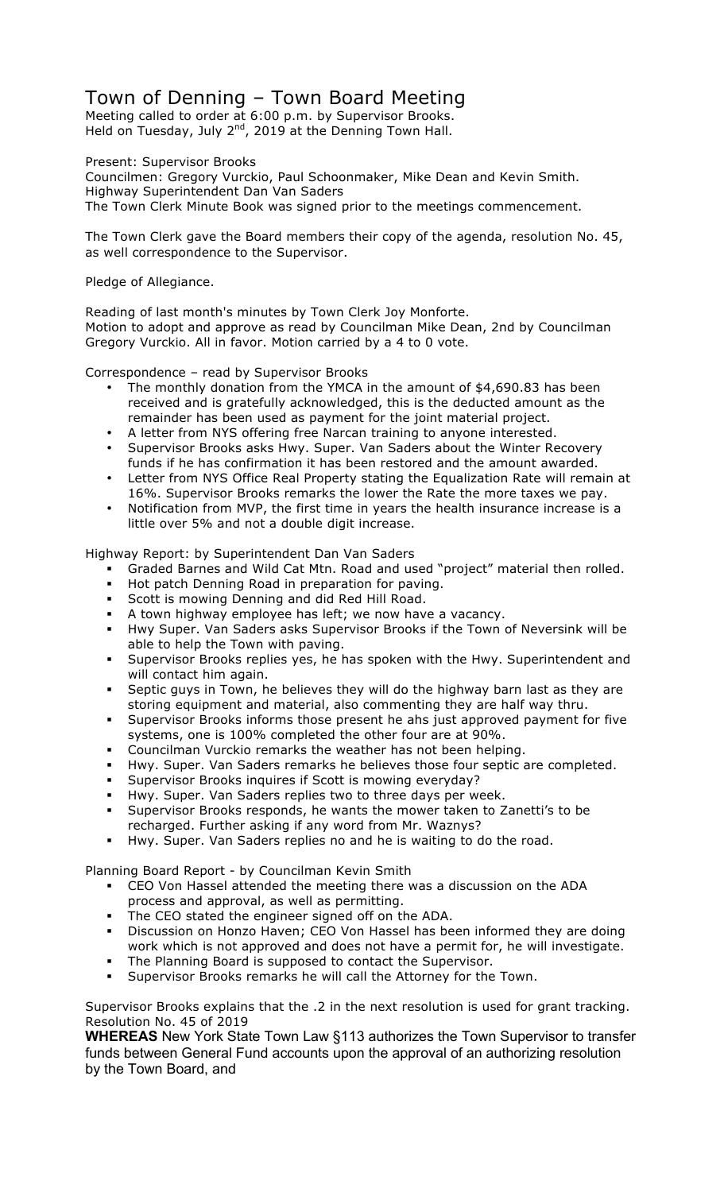# Town of Denning – Town Board Meeting

Meeting called to order at 6:00 p.m. by Supervisor Brooks.
Held on Tuesday, July 2nd, 2019 at the Denning Town Hall.

Present: Supervisor Brooks
Councilmen: Gregory Vurckio, Paul Schoonmaker, Mike Dean and Kevin Smith.
Highway Superintendent Dan Van Saders
The Town Clerk Minute Book was signed prior to the meetings commencement.

The Town Clerk gave the Board members their copy of the agenda, resolution No. 45, as well correspondence to the Supervisor.

Pledge of Allegiance.

Reading of last month's minutes by Town Clerk Joy Monforte.
Motion to adopt and approve as read by Councilman Mike Dean, 2nd by Councilman Gregory Vurckio. All in favor. Motion carried by a 4 to 0 vote.

Correspondence – read by Supervisor Brooks

- The monthly donation from the YMCA in the amount of $4,690.83 has been received and is gratefully acknowledged, this is the deducted amount as the remainder has been used as payment for the joint material project.
- A letter from NYS offering free Narcan training to anyone interested.
- Supervisor Brooks asks Hwy. Super. Van Saders about the Winter Recovery funds if he has confirmation it has been restored and the amount awarded.
- Letter from NYS Office Real Property stating the Equalization Rate will remain at 16%. Supervisor Brooks remarks the lower the Rate the more taxes we pay.
- Notification from MVP, the first time in years the health insurance increase is a little over 5% and not a double digit increase.

Highway Report: by Superintendent Dan Van Saders

- Graded Barnes and Wild Cat Mtn. Road and used "project" material then rolled.
- Hot patch Denning Road in preparation for paving.
- Scott is mowing Denning and did Red Hill Road.
- A town highway employee has left; we now have a vacancy.
- Hwy Super. Van Saders asks Supervisor Brooks if the Town of Neversink will be able to help the Town with paving.
- Supervisor Brooks replies yes, he has spoken with the Hwy. Superintendent and will contact him again.
- Septic guys in Town, he believes they will do the highway barn last as they are storing equipment and material, also commenting they are half way thru.
- Supervisor Brooks informs those present he ahs just approved payment for five systems, one is 100% completed the other four are at 90%.
- Councilman Vurckio remarks the weather has not been helping.
- Hwy. Super. Van Saders remarks he believes those four septic are completed.
- Supervisor Brooks inquires if Scott is mowing everyday?
- Hwy. Super. Van Saders replies two to three days per week.
- Supervisor Brooks responds, he wants the mower taken to Zanetti's to be recharged. Further asking if any word from Mr. Waznys?
- Hwy. Super. Van Saders replies no and he is waiting to do the road.

Planning Board Report - by Councilman Kevin Smith

- CEO Von Hassel attended the meeting there was a discussion on the ADA process and approval, as well as permitting.
- The CEO stated the engineer signed off on the ADA.
- Discussion on Honzo Haven; CEO Von Hassel has been informed they are doing work which is not approved and does not have a permit for, he will investigate.
- The Planning Board is supposed to contact the Supervisor.
- Supervisor Brooks remarks he will call the Attorney for the Town.

Supervisor Brooks explains that the .2 in the next resolution is used for grant tracking.
Resolution No. 45 of 2019

**WHEREAS** New York State Town Law §113 authorizes the Town Supervisor to transfer funds between General Fund accounts upon the approval of an authorizing resolution by the Town Board, and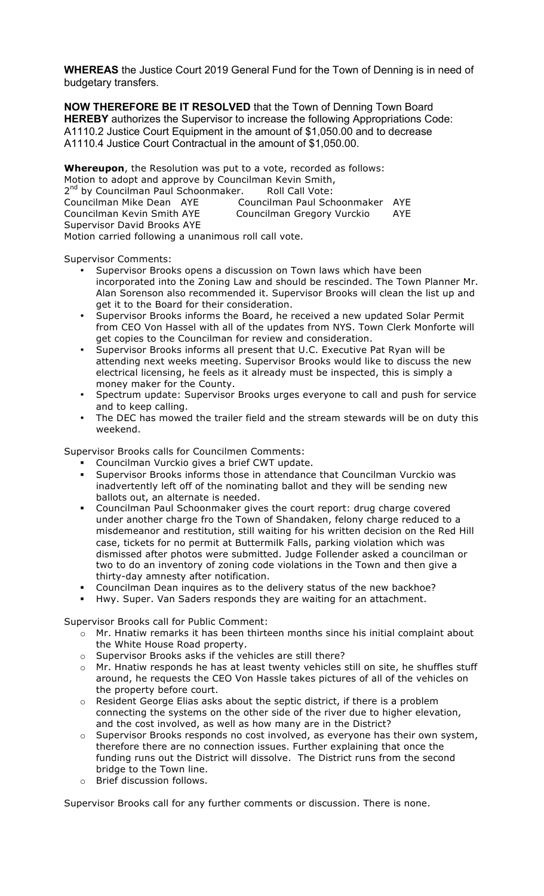**WHEREAS** the Justice Court 2019 General Fund for the Town of Denning is in need of budgetary transfers.

**NOW THEREFORE BE IT RESOLVED** that the Town of Denning Town Board **HEREBY** authorizes the Supervisor to increase the following Appropriations Code: A1110.2 Justice Court Equipment in the amount of $1,050.00 and to decrease A1110.4 Justice Court Contractual in the amount of $1,050.00.

**Whereupon**, the Resolution was put to a vote, recorded as follows:
Motion to adopt and approve by Councilman Kevin Smith,
2nd by Councilman Paul Schoonmaker. Roll Call Vote:
Councilman Mike Dean AYE Councilman Paul Schoonmaker AYE
Councilman Kevin Smith AYE Councilman Gregory Vurckio AYE
Supervisor David Brooks AYE
Motion carried following a unanimous roll call vote.

Supervisor Comments:

- Supervisor Brooks opens a discussion on Town laws which have been incorporated into the Zoning Law and should be rescinded. The Town Planner Mr. Alan Sorenson also recommended it. Supervisor Brooks will clean the list up and get it to the Board for their consideration.
- Supervisor Brooks informs the Board, he received a new updated Solar Permit from CEO Von Hassel with all of the updates from NYS. Town Clerk Monforte will get copies to the Councilman for review and consideration.
- Supervisor Brooks informs all present that U.C. Executive Pat Ryan will be attending next weeks meeting. Supervisor Brooks would like to discuss the new electrical licensing, he feels as it already must be inspected, this is simply a money maker for the County.
- Spectrum update: Supervisor Brooks urges everyone to call and push for service and to keep calling.
- The DEC has mowed the trailer field and the stream stewards will be on duty this weekend.

Supervisor Brooks calls for Councilmen Comments:

- Councilman Vurckio gives a brief CWT update.
- Supervisor Brooks informs those in attendance that Councilman Vurckio was inadvertently left off of the nominating ballot and they will be sending new ballots out, an alternate is needed.
- Councilman Paul Schoonmaker gives the court report: drug charge covered under another charge fro the Town of Shandaken, felony charge reduced to a misdemeanor and restitution, still waiting for his written decision on the Red Hill case, tickets for no permit at Buttermilk Falls, parking violation which was dismissed after photos were submitted. Judge Follender asked a councilman or two to do an inventory of zoning code violations in the Town and then give a thirty-day amnesty after notification.
- Councilman Dean inquires as to the delivery status of the new backhoe?
- Hwy. Super. Van Saders responds they are waiting for an attachment.

Supervisor Brooks call for Public Comment:

- Mr. Hnatiw remarks it has been thirteen months since his initial complaint about the White House Road property.
- Supervisor Brooks asks if the vehicles are still there?
- Mr. Hnatiw responds he has at least twenty vehicles still on site, he shuffles stuff around, he requests the CEO Von Hassle takes pictures of all of the vehicles on the property before court.
- Resident George Elias asks about the septic district, if there is a problem connecting the systems on the other side of the river due to higher elevation, and the cost involved, as well as how many are in the District?
- Supervisor Brooks responds no cost involved, as everyone has their own system, therefore there are no connection issues. Further explaining that once the funding runs out the District will dissolve. The District runs from the second bridge to the Town line.
- Brief discussion follows.

Supervisor Brooks call for any further comments or discussion. There is none.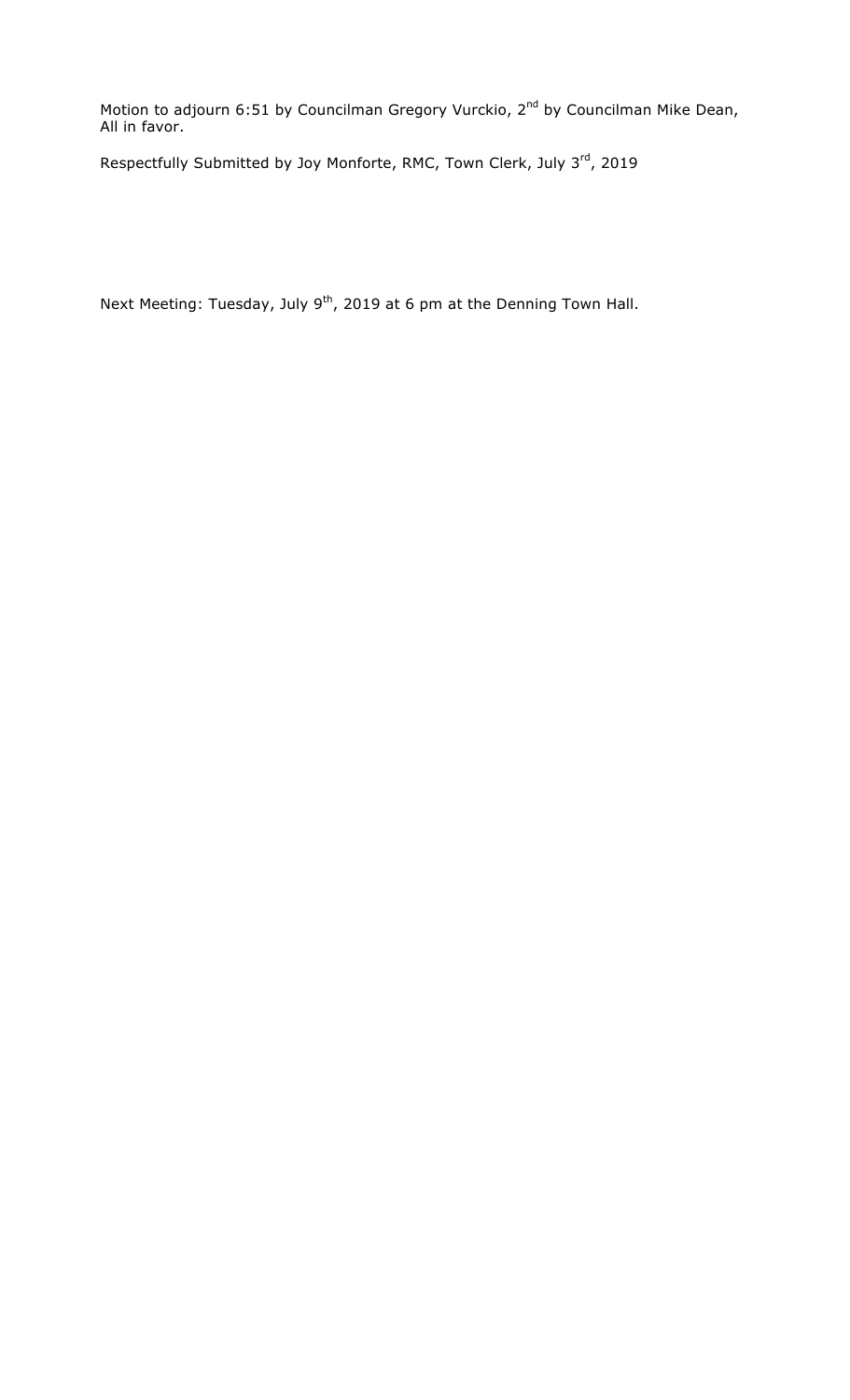Motion to adjourn 6:51 by Councilman Gregory Vurckio, 2nd by Councilman Mike Dean, All in favor.

Respectfully Submitted by Joy Monforte, RMC, Town Clerk, July 3rd, 2019

Next Meeting: Tuesday, July 9th, 2019 at 6 pm at the Denning Town Hall.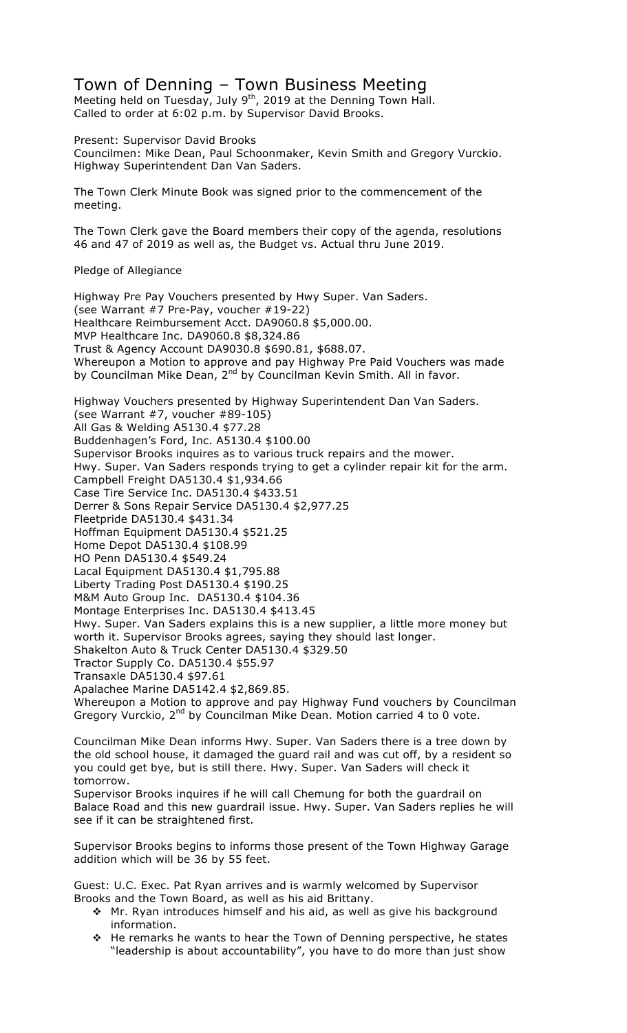# Town of Denning – Town Business Meeting

Meeting held on Tuesday, July 9th, 2019 at the Denning Town Hall.
Called to order at 6:02 p.m. by Supervisor David Brooks.

Present: Supervisor David Brooks
Councilmen: Mike Dean, Paul Schoonmaker, Kevin Smith and Gregory Vurckio.
Highway Superintendent Dan Van Saders.

The Town Clerk Minute Book was signed prior to the commencement of the meeting.

The Town Clerk gave the Board members their copy of the agenda, resolutions 46 and 47 of 2019 as well as, the Budget vs. Actual thru June 2019.

Pledge of Allegiance

Highway Pre Pay Vouchers presented by Hwy Super. Van Saders.
(see Warrant #7 Pre-Pay, voucher #19-22)
Healthcare Reimbursement Acct. DA9060.8 $5,000.00.
MVP Healthcare Inc. DA9060.8 $8,324.86
Trust & Agency Account DA9030.8 $690.81, $688.07.
Whereupon a Motion to approve and pay Highway Pre Paid Vouchers was made by Councilman Mike Dean, 2nd by Councilman Kevin Smith. All in favor.

Highway Vouchers presented by Highway Superintendent Dan Van Saders.
(see Warrant #7, voucher #89-105)
All Gas & Welding A5130.4 $77.28
Buddenhagen's Ford, Inc. A5130.4 $100.00
Supervisor Brooks inquires as to various truck repairs and the mower.
Hwy. Super. Van Saders responds trying to get a cylinder repair kit for the arm.
Campbell Freight DA5130.4 $1,934.66
Case Tire Service Inc. DA5130.4 $433.51
Derrer & Sons Repair Service DA5130.4 $2,977.25
Fleetpride DA5130.4 $431.34
Hoffman Equipment DA5130.4 $521.25
Home Depot DA5130.4 $108.99
HO Penn DA5130.4 $549.24
Lacal Equipment DA5130.4 $1,795.88
Liberty Trading Post DA5130.4 $190.25
M&M Auto Group Inc. DA5130.4 $104.36
Montage Enterprises Inc. DA5130.4 $413.45
Hwy. Super. Van Saders explains this is a new supplier, a little more money but worth it. Supervisor Brooks agrees, saying they should last longer.
Shakelton Auto & Truck Center DA5130.4 $329.50
Tractor Supply Co. DA5130.4 $55.97
Transaxle DA5130.4 $97.61
Apalachee Marine DA5142.4 $2,869.85.
Whereupon a Motion to approve and pay Highway Fund vouchers by Councilman Gregory Vurckio, 2nd by Councilman Mike Dean. Motion carried 4 to 0 vote.

Councilman Mike Dean informs Hwy. Super. Van Saders there is a tree down by the old school house, it damaged the guard rail and was cut off, by a resident so you could get bye, but is still there. Hwy. Super. Van Saders will check it tomorrow.
Supervisor Brooks inquires if he will call Chemung for both the guardrail on Balace Road and this new guardrail issue. Hwy. Super. Van Saders replies he will see if it can be straightened first.

Supervisor Brooks begins to informs those present of the Town Highway Garage addition which will be 36 by 55 feet.

Guest: U.C. Exec. Pat Ryan arrives and is warmly welcomed by Supervisor Brooks and the Town Board, as well as his aid Brittany.

- Mr. Ryan introduces himself and his aid, as well as give his background information.
- He remarks he wants to hear the Town of Denning perspective, he states "leadership is about accountability", you have to do more than just show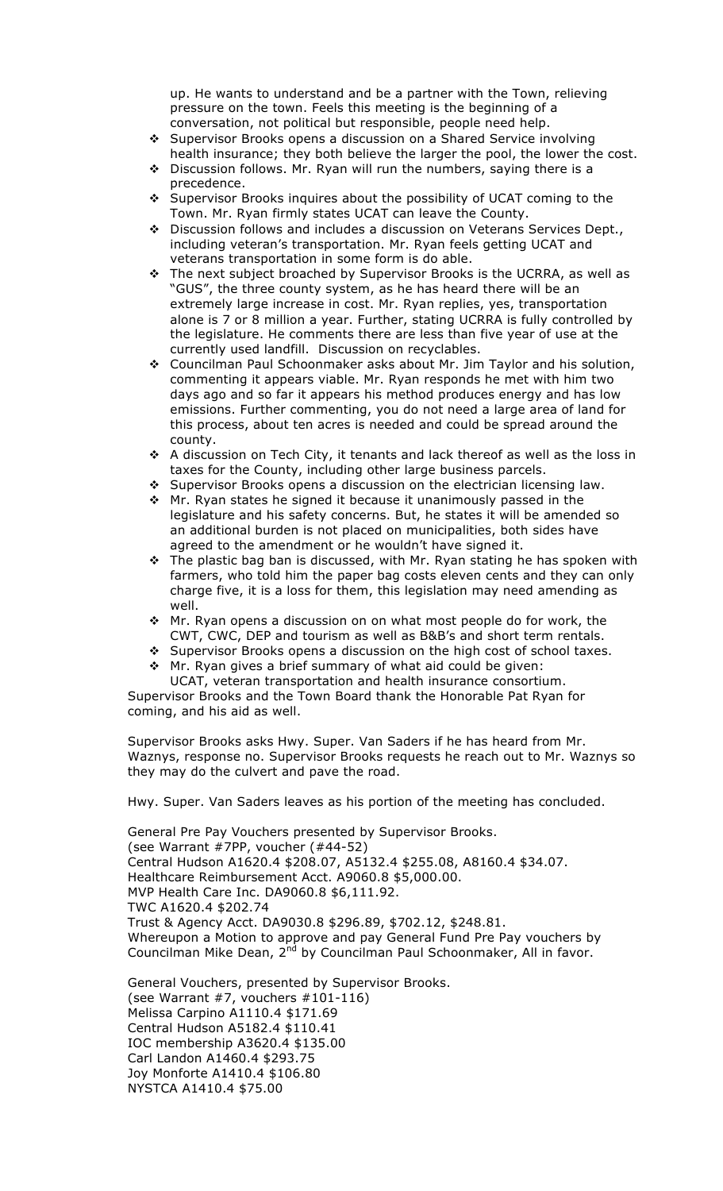up. He wants to understand and be a partner with the Town, relieving pressure on the town. Feels this meeting is the beginning of a conversation, not political but responsible, people need help.

- Supervisor Brooks opens a discussion on a Shared Service involving health insurance; they both believe the larger the pool, the lower the cost.
- Discussion follows. Mr. Ryan will run the numbers, saying there is a precedence.
- Supervisor Brooks inquires about the possibility of UCAT coming to the Town. Mr. Ryan firmly states UCAT can leave the County.
- Discussion follows and includes a discussion on Veterans Services Dept., including veteran's transportation. Mr. Ryan feels getting UCAT and veterans transportation in some form is do able.
- The next subject broached by Supervisor Brooks is the UCRRA, as well as "GUS", the three county system, as he has heard there will be an extremely large increase in cost. Mr. Ryan replies, yes, transportation alone is 7 or 8 million a year. Further, stating UCRRA is fully controlled by the legislature. He comments there are less than five year of use at the currently used landfill. Discussion on recyclables.
- Councilman Paul Schoonmaker asks about Mr. Jim Taylor and his solution, commenting it appears viable. Mr. Ryan responds he met with him two days ago and so far it appears his method produces energy and has low emissions. Further commenting, you do not need a large area of land for this process, about ten acres is needed and could be spread around the county.
- A discussion on Tech City, it tenants and lack thereof as well as the loss in taxes for the County, including other large business parcels.
- Supervisor Brooks opens a discussion on the electrician licensing law.
- Mr. Ryan states he signed it because it unanimously passed in the legislature and his safety concerns. But, he states it will be amended so an additional burden is not placed on municipalities, both sides have agreed to the amendment or he wouldn't have signed it.
- The plastic bag ban is discussed, with Mr. Ryan stating he has spoken with farmers, who told him the paper bag costs eleven cents and they can only charge five, it is a loss for them, this legislation may need amending as well.
- Mr. Ryan opens a discussion on on what most people do for work, the CWT, CWC, DEP and tourism as well as B&B's and short term rentals.
- Supervisor Brooks opens a discussion on the high cost of school taxes.
- Mr. Ryan gives a brief summary of what aid could be given: UCAT, veteran transportation and health insurance consortium.

Supervisor Brooks and the Town Board thank the Honorable Pat Ryan for coming, and his aid as well.

Supervisor Brooks asks Hwy. Super. Van Saders if he has heard from Mr. Waznys, response no. Supervisor Brooks requests he reach out to Mr. Waznys so they may do the culvert and pave the road.

Hwy. Super. Van Saders leaves as his portion of the meeting has concluded.

General Pre Pay Vouchers presented by Supervisor Brooks.
(see Warrant #7PP, voucher (#44-52)
Central Hudson A1620.4 $208.07, A5132.4 $255.08, A8160.4 $34.07.
Healthcare Reimbursement Acct. A9060.8 $5,000.00.
MVP Health Care Inc. DA9060.8 $6,111.92.
TWC A1620.4 $202.74
Trust & Agency Acct. DA9030.8 $296.89, $702.12, $248.81.
Whereupon a Motion to approve and pay General Fund Pre Pay vouchers by Councilman Mike Dean, 2nd by Councilman Paul Schoonmaker, All in favor.

General Vouchers, presented by Supervisor Brooks.
(see Warrant #7, vouchers #101-116)
Melissa Carpino A1110.4 $171.69
Central Hudson A5182.4 $110.41
IOC membership A3620.4 $135.00
Carl Landon A1460.4 $293.75
Joy Monforte A1410.4 $106.80
NYSTCA A1410.4 $75.00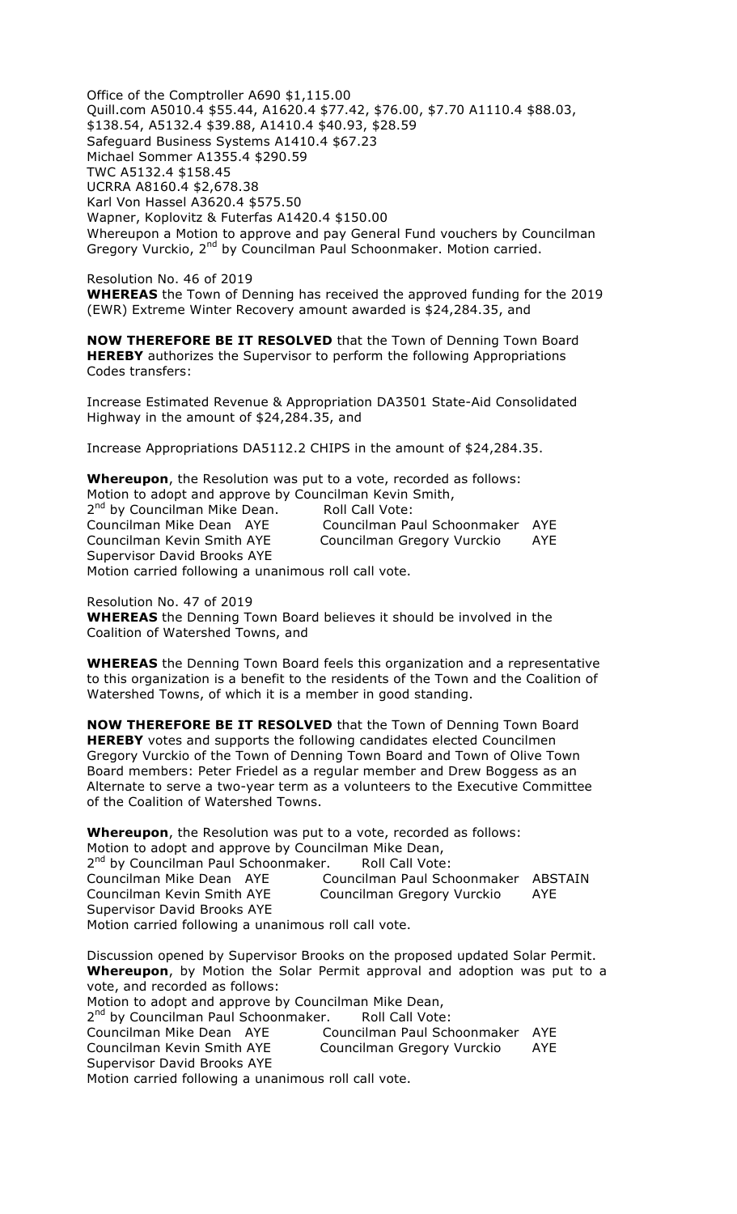Office of the Comptroller A690 $1,115.00
Quill.com A5010.4 $55.44, A1620.4 $77.42, $76.00, $7.70 A1110.4 $88.03, $138.54, A5132.4 $39.88, A1410.4 $40.93, $28.59
Safeguard Business Systems A1410.4 $67.23
Michael Sommer A1355.4 $290.59
TWC A5132.4 $158.45
UCRRA A8160.4 $2,678.38
Karl Von Hassel A3620.4 $575.50
Wapner, Koplovitz & Futerfas A1420.4 $150.00
Whereupon a Motion to approve and pay General Fund vouchers by Councilman Gregory Vurckio, 2nd by Councilman Paul Schoonmaker. Motion carried.

Resolution No. 46 of 2019
**WHEREAS** the Town of Denning has received the approved funding for the 2019 (EWR) Extreme Winter Recovery amount awarded is $24,284.35, and

**NOW THEREFORE BE IT RESOLVED** that the Town of Denning Town Board **HEREBY** authorizes the Supervisor to perform the following Appropriations Codes transfers:

Increase Estimated Revenue & Appropriation DA3501 State-Aid Consolidated Highway in the amount of $24,284.35, and

Increase Appropriations DA5112.2 CHIPS in the amount of $24,284.35.

**Whereupon**, the Resolution was put to a vote, recorded as follows:
Motion to adopt and approve by Councilman Kevin Smith,
2nd by Councilman Mike Dean. Roll Call Vote:
Councilman Mike Dean AYE Councilman Paul Schoonmaker AYE
Councilman Kevin Smith AYE Councilman Gregory Vurckio AYE
Supervisor David Brooks AYE
Motion carried following a unanimous roll call vote.

Resolution No. 47 of 2019
**WHEREAS** the Denning Town Board believes it should be involved in the Coalition of Watershed Towns, and

**WHEREAS** the Denning Town Board feels this organization and a representative to this organization is a benefit to the residents of the Town and the Coalition of Watershed Towns, of which it is a member in good standing.

**NOW THEREFORE BE IT RESOLVED** that the Town of Denning Town Board **HEREBY** votes and supports the following candidates elected Councilmen Gregory Vurckio of the Town of Denning Town Board and Town of Olive Town Board members: Peter Friedel as a regular member and Drew Boggess as an Alternate to serve a two-year term as a volunteers to the Executive Committee of the Coalition of Watershed Towns.

**Whereupon**, the Resolution was put to a vote, recorded as follows:
Motion to adopt and approve by Councilman Mike Dean,
2nd by Councilman Paul Schoonmaker. Roll Call Vote:
Councilman Mike Dean AYE Councilman Paul Schoonmaker ABSTAIN
Councilman Kevin Smith AYE Councilman Gregory Vurckio AYE
Supervisor David Brooks AYE
Motion carried following a unanimous roll call vote.

Discussion opened by Supervisor Brooks on the proposed updated Solar Permit.
**Whereupon**, by Motion the Solar Permit approval and adoption was put to a vote, and recorded as follows:
Motion to adopt and approve by Councilman Mike Dean,
2nd by Councilman Paul Schoonmaker. Roll Call Vote:
Councilman Mike Dean AYE Councilman Paul Schoonmaker AYE
Councilman Kevin Smith AYE Councilman Gregory Vurckio AYE
Supervisor David Brooks AYE
Motion carried following a unanimous roll call vote.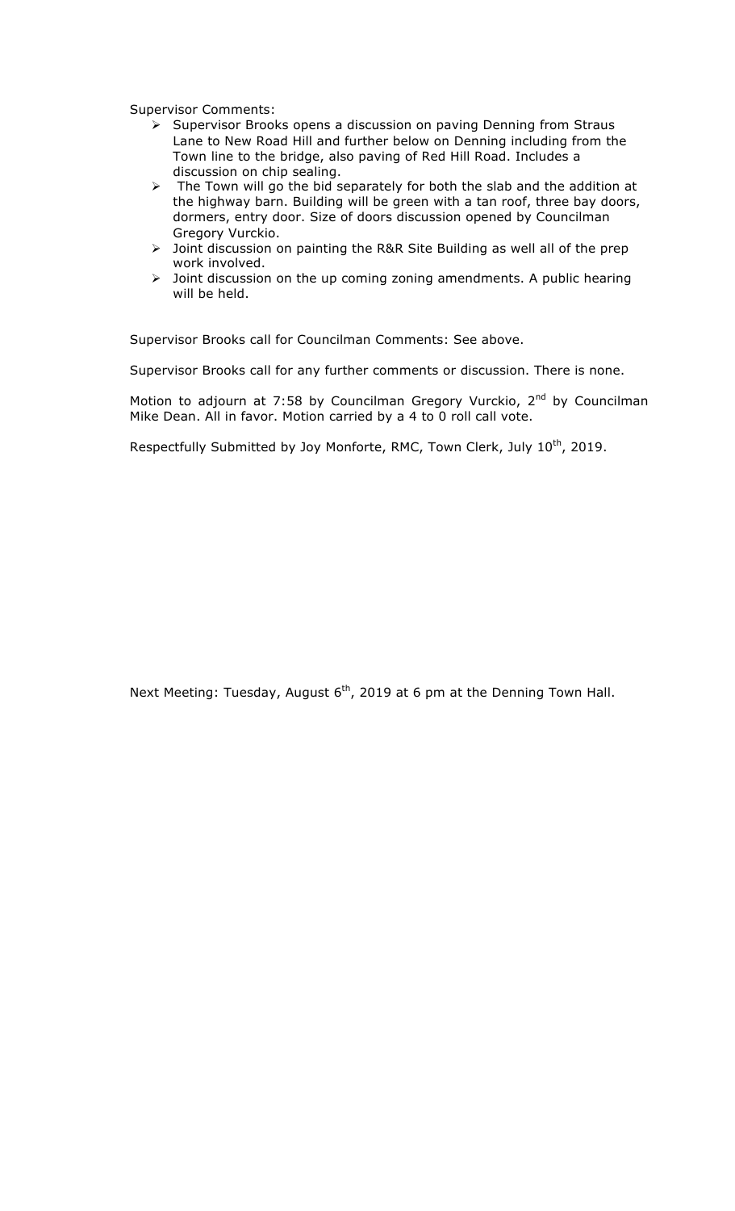Supervisor Comments:

- Supervisor Brooks opens a discussion on paving Denning from Straus Lane to New Road Hill and further below on Denning including from the Town line to the bridge, also paving of Red Hill Road. Includes a discussion on chip sealing.
- The Town will go the bid separately for both the slab and the addition at the highway barn. Building will be green with a tan roof, three bay doors, dormers, entry door. Size of doors discussion opened by Councilman Gregory Vurckio.
- Joint discussion on painting the R&R Site Building as well all of the prep work involved.
- Joint discussion on the up coming zoning amendments. A public hearing will be held.

Supervisor Brooks call for Councilman Comments: See above.

Supervisor Brooks call for any further comments or discussion. There is none.

Motion to adjourn at 7:58 by Councilman Gregory Vurckio, 2nd by Councilman Mike Dean. All in favor. Motion carried by a 4 to 0 roll call vote.

Respectfully Submitted by Joy Monforte, RMC, Town Clerk, July 10th, 2019.

Next Meeting: Tuesday, August 6th, 2019 at 6 pm at the Denning Town Hall.